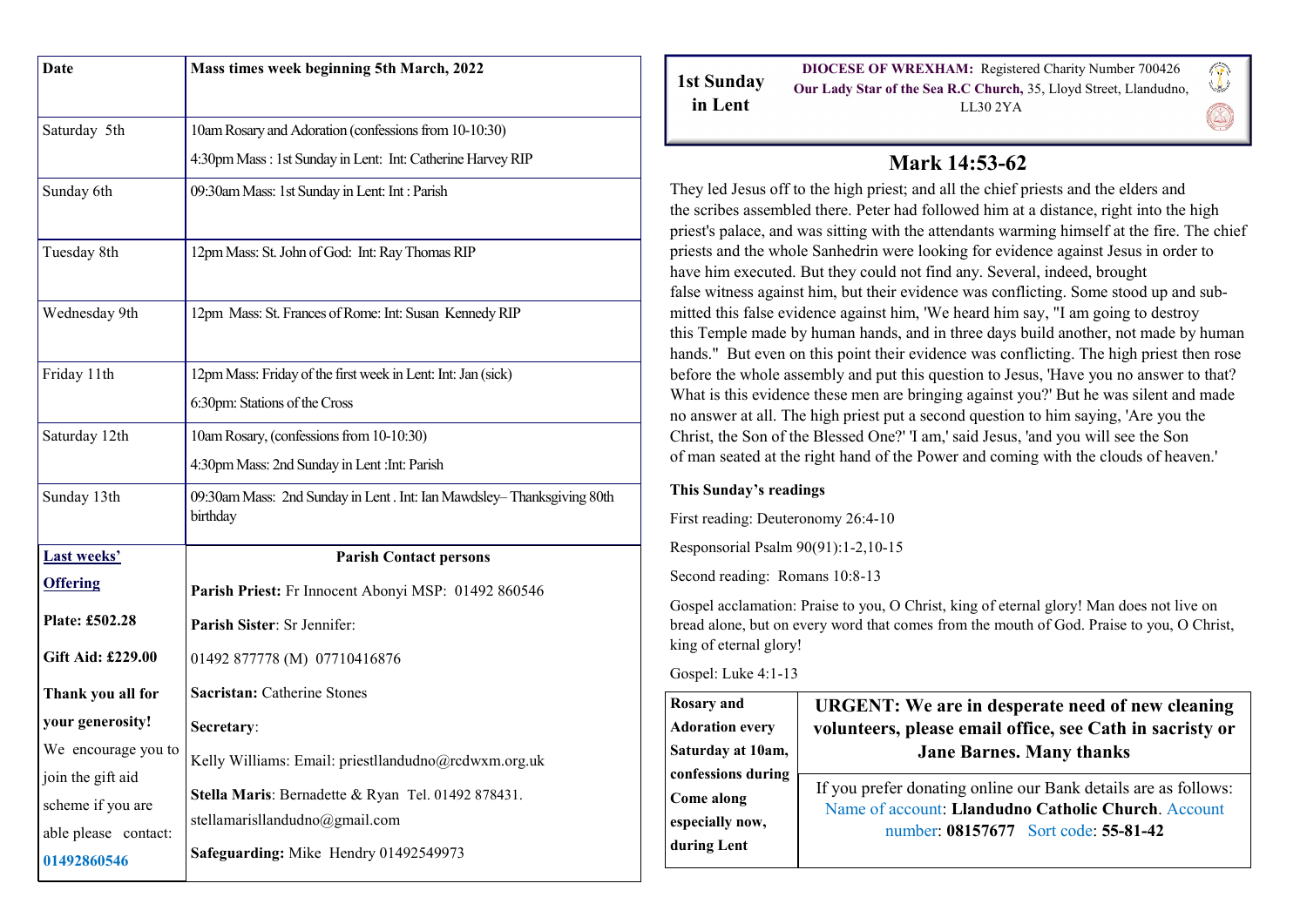| Date | Mass times week beginning 5th March, 2022 |
|---|---|
| Saturday 5th | 10am Rosary and Adoration (confessions from 10-10:30)<br>4:30pm Mass : 1st Sunday in Lent: Int: Catherine Harvey RIP |
| Sunday 6th | 09:30am Mass: 1st Sunday in Lent: Int : Parish |
| Tuesday 8th | 12pm Mass: St. John of God: Int: Ray Thomas RIP |
| Wednesday 9th | 12pm Mass: St. Frances of Rome: Int: Susan Kennedy RIP |
| Friday 11th | 12pm Mass: Friday of the first week in Lent: Int: Jan (sick)<br>6:30pm: Stations of the Cross |
| Saturday 12th | 10am Rosary, (confessions from 10-10:30)<br>4:30pm Mass: 2nd Sunday in Lent :Int: Parish |
| Sunday 13th | 09:30am Mass: 2nd Sunday in Lent . Int: Ian Mawdsley– Thanksgiving 80th birthday |

**Last weeks' Offering**

**Plate: £502.28**

**Gift Aid: £229.00**

**Thank you all for your generosity!**

We encourage you to join the gift aid scheme if you are able please contact: 01492860546

**Parish Contact persons**

**Parish Priest:** Fr Innocent Abonyi MSP: 01492 860546

**Parish Sister**: Sr Jennifer:

01492 877778 (M) 07710416876

**Sacristan:** Catherine Stones

**Secretary**:

Kelly Williams: Email: priestllandudno@rcdwxm.org.uk

**Stella Maris**: Bernadette & Ryan Tel. 01492 878431.
stellamarisllandudno@gmail.com

**Safeguarding:** Mike Hendry 01492549973

**1st Sunday in Lent**

**DIOCESE OF WREXHAM:** Registered Charity Number 700426
**Our Lady Star of the Sea R.C Church,** 35, Lloyd Street, Llandudno, LL30 2YA

## Mark 14:53-62

They led Jesus off to the high priest; and all the chief priests and the elders and the scribes assembled there. Peter had followed him at a distance, right into the high priest's palace, and was sitting with the attendants warming himself at the fire. The chief priests and the whole Sanhedrin were looking for evidence against Jesus in order to have him executed. But they could not find any. Several, indeed, brought false witness against him, but their evidence was conflicting. Some stood up and submitted this false evidence against him, 'We heard him say, "I am going to destroy this Temple made by human hands, and in three days build another, not made by human hands." But even on this point their evidence was conflicting. The high priest then rose before the whole assembly and put this question to Jesus, 'Have you no answer to that? What is this evidence these men are bringing against you?' But he was silent and made no answer at all. The high priest put a second question to him saying, 'Are you the Christ, the Son of the Blessed One?' 'I am,' said Jesus, 'and you will see the Son of man seated at the right hand of the Power and coming with the clouds of heaven.'

**This Sunday's readings**

First reading: Deuteronomy 26:4-10

Responsorial Psalm 90(91):1-2,10-15

Second reading: Romans 10:8-13

Gospel acclamation: Praise to you, O Christ, king of eternal glory! Man does not live on bread alone, but on every word that comes from the mouth of God. Praise to you, O Christ, king of eternal glory!

Gospel: Luke 4:1-13

**Rosary and Adoration every Saturday at 10am, confessions during Come along especially now, during Lent**

**URGENT: We are in desperate need of new cleaning volunteers, please email office, see Cath in sacristy or Jane Barnes. Many thanks**

If you prefer donating online our Bank details are as follows: Name of account: **Llandudno Catholic Church**. Account number: **08157677** Sort code: **55-81-42**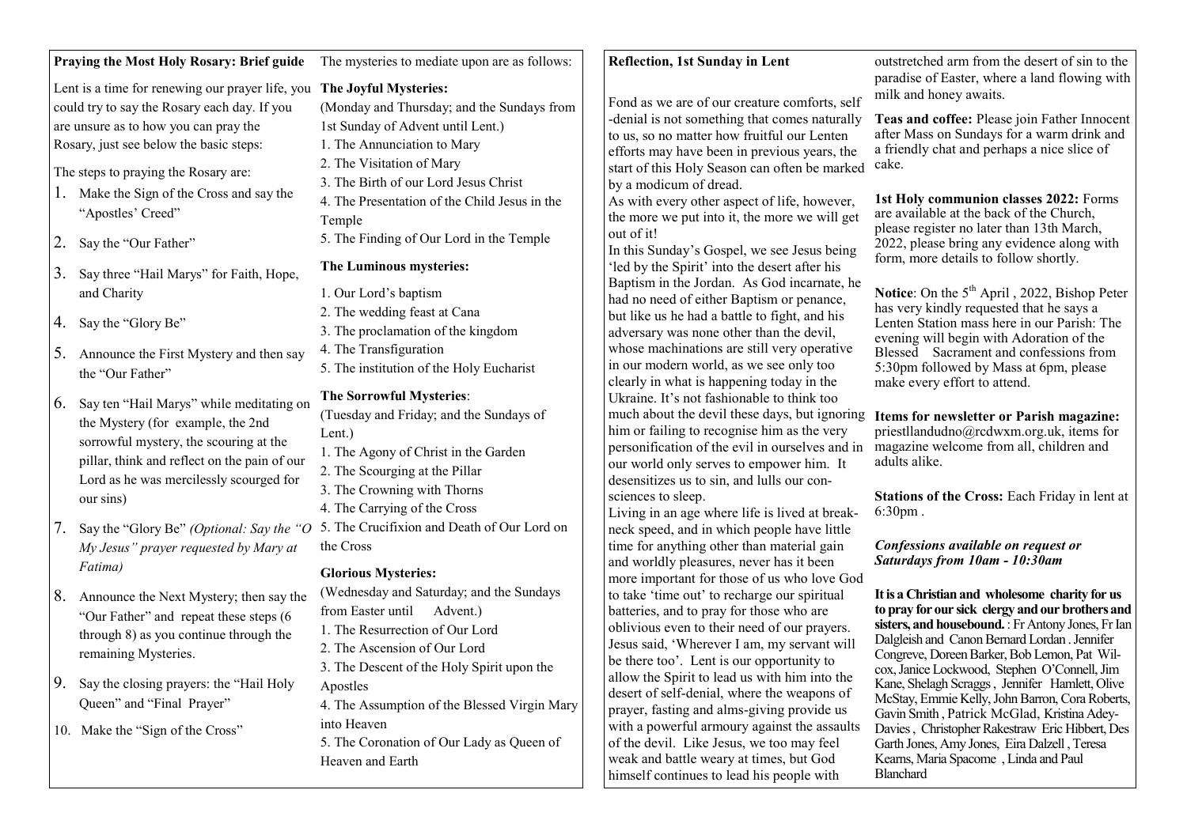## Praying the Most Holy Rosary: Brief guide

Lent is a time for renewing our prayer life, you could try to say the Rosary each day. If you are unsure as to how you can pray the Rosary, just see below the basic steps:

The steps to praying the Rosary are:

1. Make the Sign of the Cross and say the "Apostles' Creed"
2. Say the "Our Father"
3. Say three "Hail Marys" for Faith, Hope, and Charity
4. Say the "Glory Be"
5. Announce the First Mystery and then say the "Our Father"
6. Say ten "Hail Marys" while meditating on the Mystery (for example, the 2nd sorrowful mystery, the scouring at the pillar, think and reflect on the pain of our Lord as he was mercilessly scourged for our sins)
7. Say the "Glory Be" *(Optional: Say the "O My Jesus" prayer requested by Mary at Fatima)*
8. Announce the Next Mystery; then say the "Our Father" and repeat these steps (6 through 8) as you continue through the remaining Mysteries.
9. Say the closing prayers: the "Hail Holy Queen" and "Final Prayer"
10. Make the "Sign of the Cross"

The mysteries to mediate upon are as follows:

**The Joyful Mysteries:**

(Monday and Thursday; and the Sundays from 1st Sunday of Advent until Lent.)

1. The Annunciation to Mary
2. The Visitation of Mary
3. The Birth of our Lord Jesus Christ
4. The Presentation of the Child Jesus in the Temple
5. The Finding of Our Lord in the Temple

**The Luminous mysteries:**

1. Our Lord's baptism
2. The wedding feast at Cana
3. The proclamation of the kingdom
4. The Transfiguration
5. The institution of the Holy Eucharist

**The Sorrowful Mysteries**:

(Tuesday and Friday; and the Sundays of Lent.)

1. The Agony of Christ in the Garden
2. The Scourging at the Pillar
3. The Crowning with Thorns
4. The Carrying of the Cross
5. The Crucifixion and Death of Our Lord on the Cross

**Glorious Mysteries:**

(Wednesday and Saturday; and the Sundays from Easter until Advent.)

1. The Resurrection of Our Lord
2. The Ascension of Our Lord
3. The Descent of the Holy Spirit upon the Apostles
4. The Assumption of the Blessed Virgin Mary into Heaven
5. The Coronation of Our Lady as Queen of Heaven and Earth

## Reflection, 1st Sunday in Lent

Fond as we are of our creature comforts, self-denial is not something that comes naturally to us, so no matter how fruitful our Lenten efforts may have been in previous years, the start of this Holy Season can often be marked by a modicum of dread.

As with every other aspect of life, however, the more we put into it, the more we will get out of it!

In this Sunday's Gospel, we see Jesus being 'led by the Spirit' into the desert after his Baptism in the Jordan. As God incarnate, he had no need of either Baptism or penance, but like us he had a battle to fight, and his adversary was none other than the devil, whose machinations are still very operative in our modern world, as we see only too clearly in what is happening today in the Ukraine. It's not fashionable to think too much about the devil these days, but ignoring him or failing to recognise him as the very personification of the evil in ourselves and in our world only serves to empower him. It desensitizes us to sin, and lulls our consciences to sleep.

Living in an age where life is lived at break-neck speed, and in which people have little time for anything other than material gain and worldly pleasures, never has it been more important for those of us who love God to take 'time out' to recharge our spiritual batteries, and to pray for those who are oblivious even to their need of our prayers. Jesus said, 'Wherever I am, my servant will be there too'. Lent is our opportunity to allow the Spirit to lead us with him into the desert of self-denial, where the weapons of prayer, fasting and alms-giving provide us with a powerful armoury against the assaults of the devil. Like Jesus, we too may feel weak and battle weary at times, but God himself continues to lead his people with outstretched arm from the desert of sin to the paradise of Easter, where a land flowing with milk and honey awaits.

**Teas and coffee:** Please join Father Innocent after Mass on Sundays for a warm drink and a friendly chat and perhaps a nice slice of cake.

**1st Holy communion classes 2022:** Forms are available at the back of the Church, please register no later than 13th March, 2022, please bring any evidence along with form, more details to follow shortly.

**Notice**: On the 5th April , 2022, Bishop Peter has very kindly requested that he says a Lenten Station mass here in our Parish: The evening will begin with Adoration of the Blessed Sacrament and confessions from 5:30pm followed by Mass at 6pm, please make every effort to attend.

**Items for newsletter or Parish magazine:** priestllandudno@rcdwxm.org.uk, items for magazine welcome from all, children and adults alike.

**Stations of the Cross:** Each Friday in lent at 6:30pm .

***Confessions available on request or Saturdays from 10am - 10:30am***

**It is a Christian and wholesome charity for us to pray for our sick clergy and our brothers and sisters, and housebound.** : Fr Antony Jones, Fr Ian Dalgleish and Canon Bernard Lordan . Jennifer Congreve, Doreen Barker, Bob Lemon, Pat Wilcox, Janice Lockwood, Stephen O'Connell, Jim Kane, Shelagh Scraggs , Jennifer Hamlett, Olive McStay, Emmie Kelly, John Barron, Cora Roberts, Gavin Smith , Patrick McGlad, Kristina Adey-Davies , Christopher Rakestraw Eric Hibbert, Des Garth Jones, Amy Jones, Eira Dalzell , Teresa Kearns, Maria Spacome , Linda and Paul Blanchard